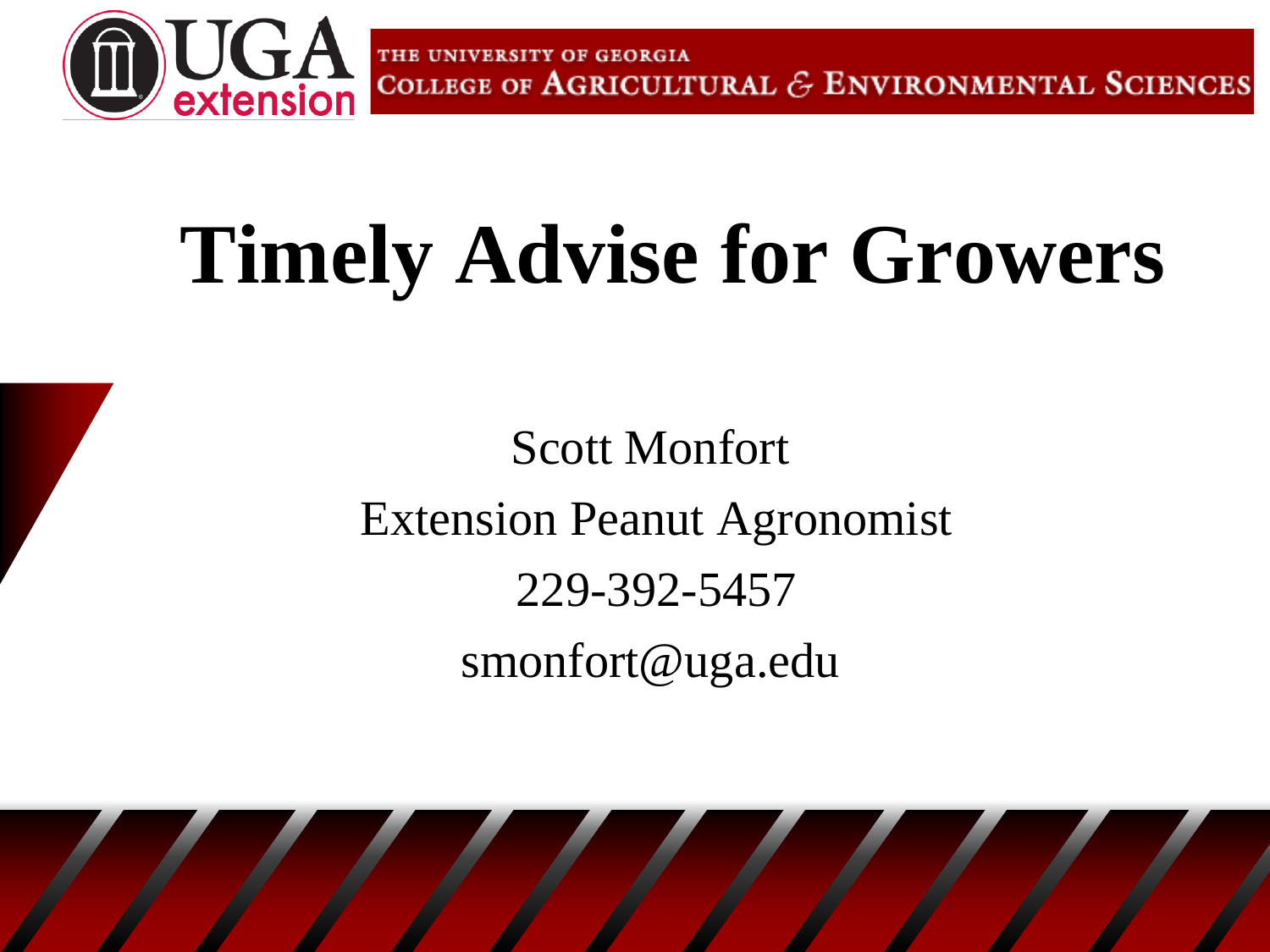THE UNIVERSITY OF GEORGIA
COLLEGE OF AGRICULTURAL & ENVIRONMENTAL SCIENCES

# Timely Advise for Growers

Scott Monfort

Extension Peanut Agronomist

229-392-5457

smonfort@uga.edu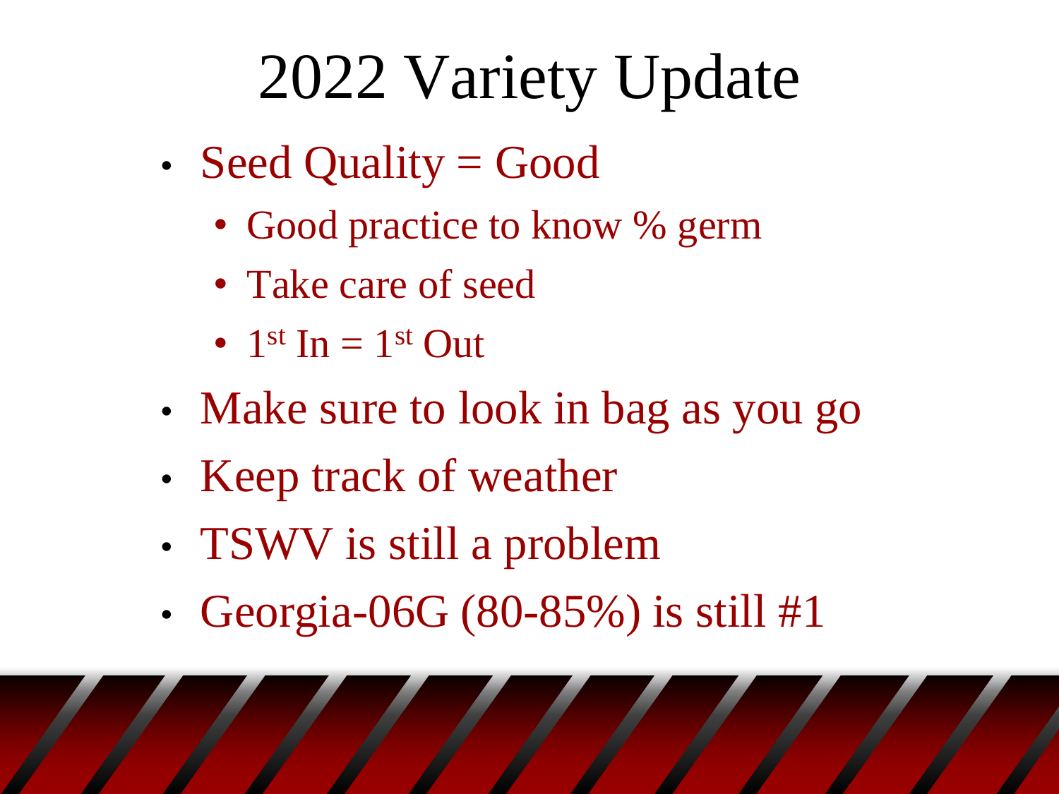# 2022 Variety Update

- Seed Quality = Good
  - Good practice to know % germ
  - Take care of seed
  - $1^{st}$ In = $1^{st}$ Out
- Make sure to look in bag as you go
- Keep track of weather
- TSWV is still a problem
- Georgia-06G (80-85%) is still #1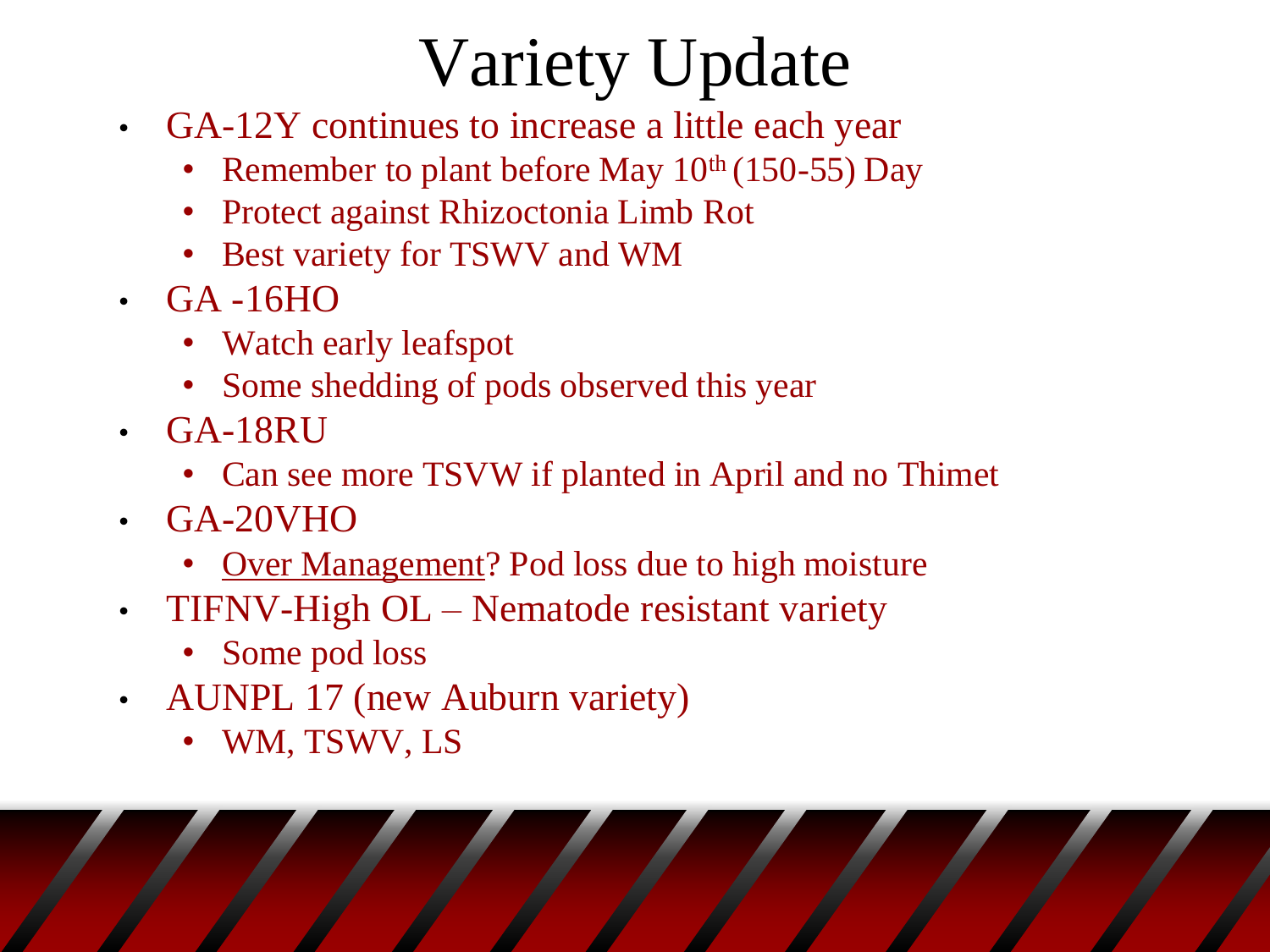# Variety Update

- GA-12Y continues to increase a little each year
  - Remember to plant before May 10$^{th}$ (150-55) Day
  - Protect against Rhizoctonia Limb Rot
  - Best variety for TSWV and WM
- GA -16HO
  - Watch early leafspot
  - Some shedding of pods observed this year
- GA-18RU
  - Can see more TSVW if planted in April and no Thimet
- GA-20VHO
  - <u>Over Management</u>? Pod loss due to high moisture
- TIFNV-High OL – Nematode resistant variety
  - Some pod loss
- AUNPL 17 (new Auburn variety)
  - WM, TSWV, LS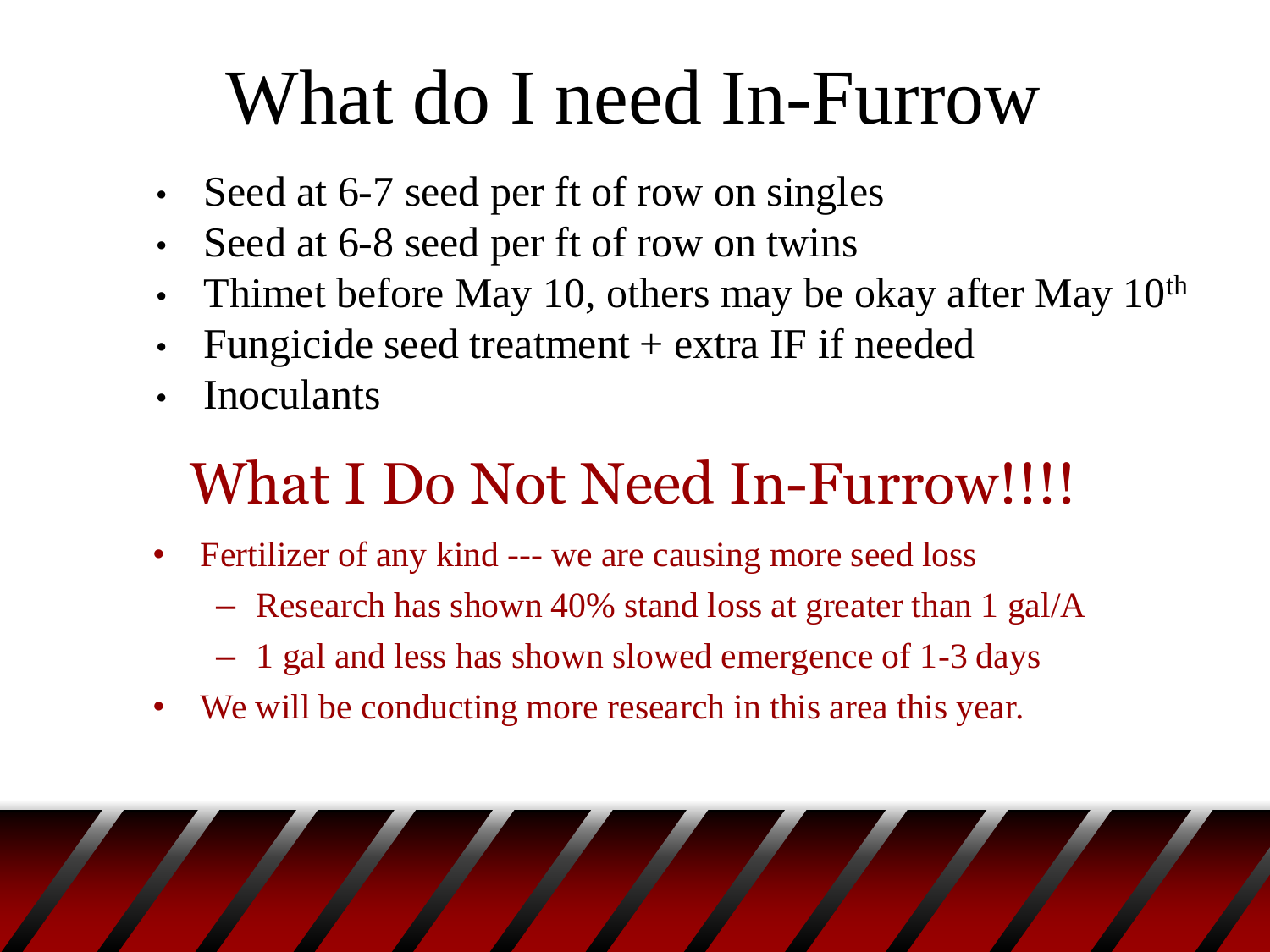# What do I need In-Furrow

- Seed at 6-7 seed per ft of row on singles
- Seed at 6-8 seed per ft of row on twins
- Thimet before May 10, others may be okay after May 10$^{th}$
- Fungicide seed treatment + extra IF if needed
- Inoculants

## What I Do Not Need In-Furrow!!!!

- Fertilizer of any kind --- we are causing more seed loss
  - Research has shown 40% stand loss at greater than 1 gal/A
  - 1 gal and less has shown slowed emergence of 1-3 days
- We will be conducting more research in this area this year.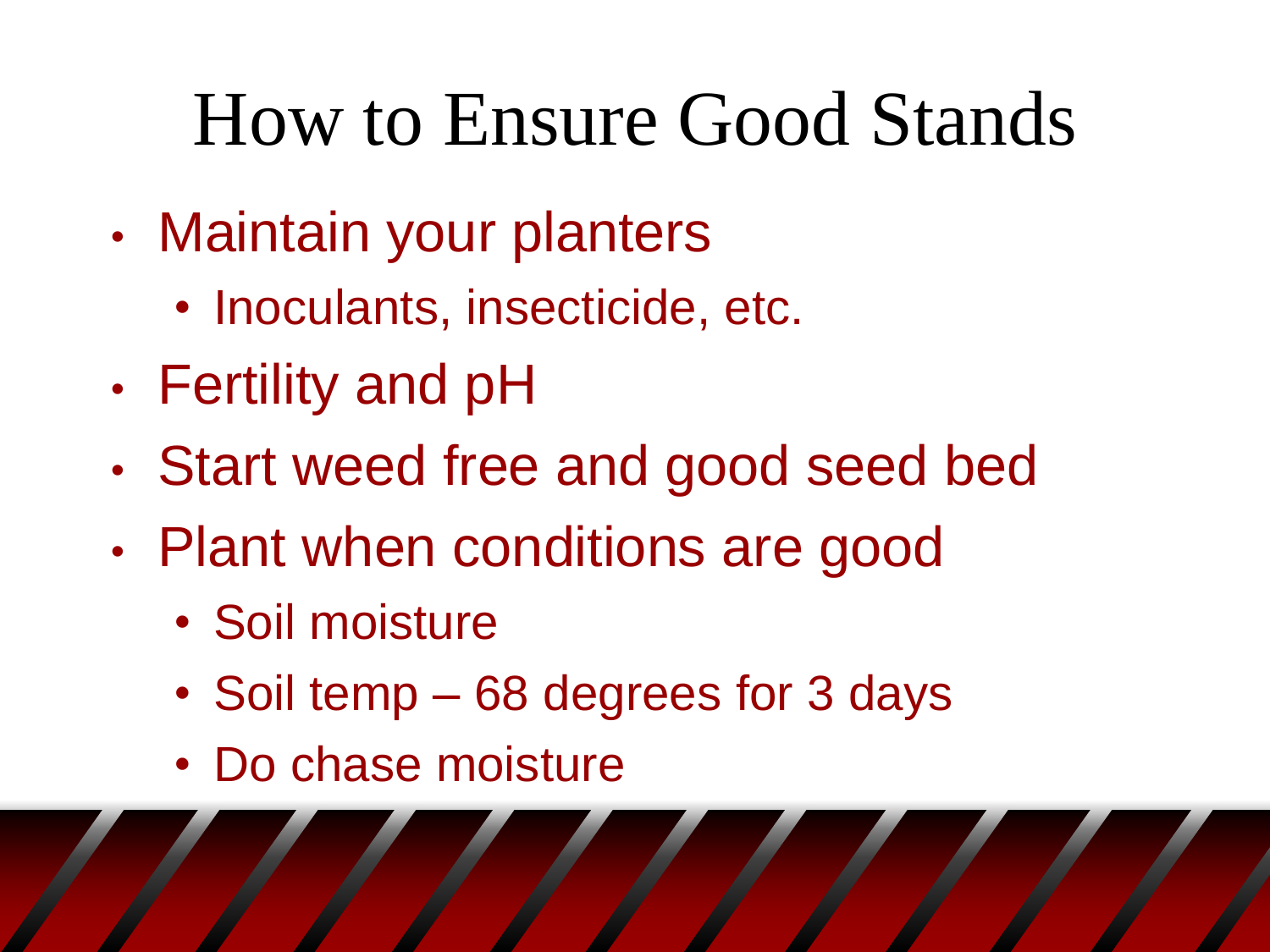# How to Ensure Good Stands

- Maintain your planters
  - Inoculants, insecticide, etc.
- Fertility and pH
- Start weed free and good seed bed
- Plant when conditions are good
  - Soil moisture
  - Soil temp – 68 degrees for 3 days
  - Do chase moisture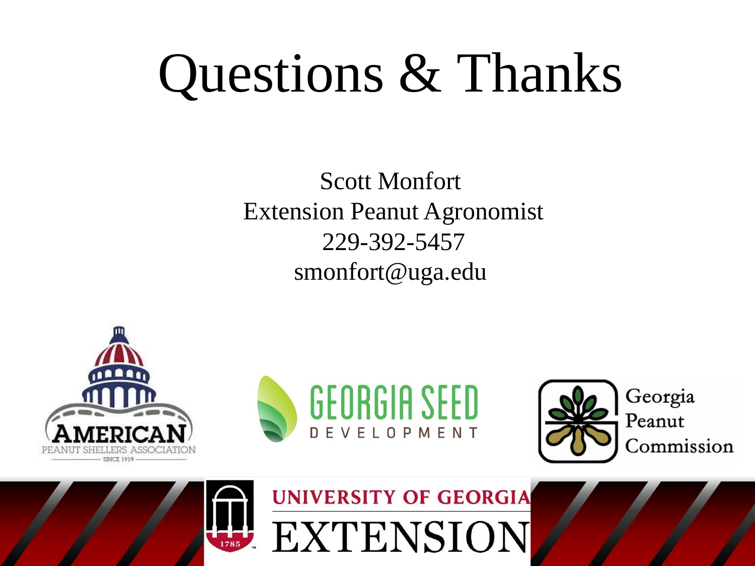# Questions & Thanks

Scott Monfort
Extension Peanut Agronomist
229-392-5457
smonfort@uga.edu

AMERICAN PEANUT SHELLERS ASSOCIATION
SINCE 1919

GEORGIA SEED DEVELOPMENT

Georgia Peanut Commission

UNIVERSITY OF GEORGIA EXTENSION
1785